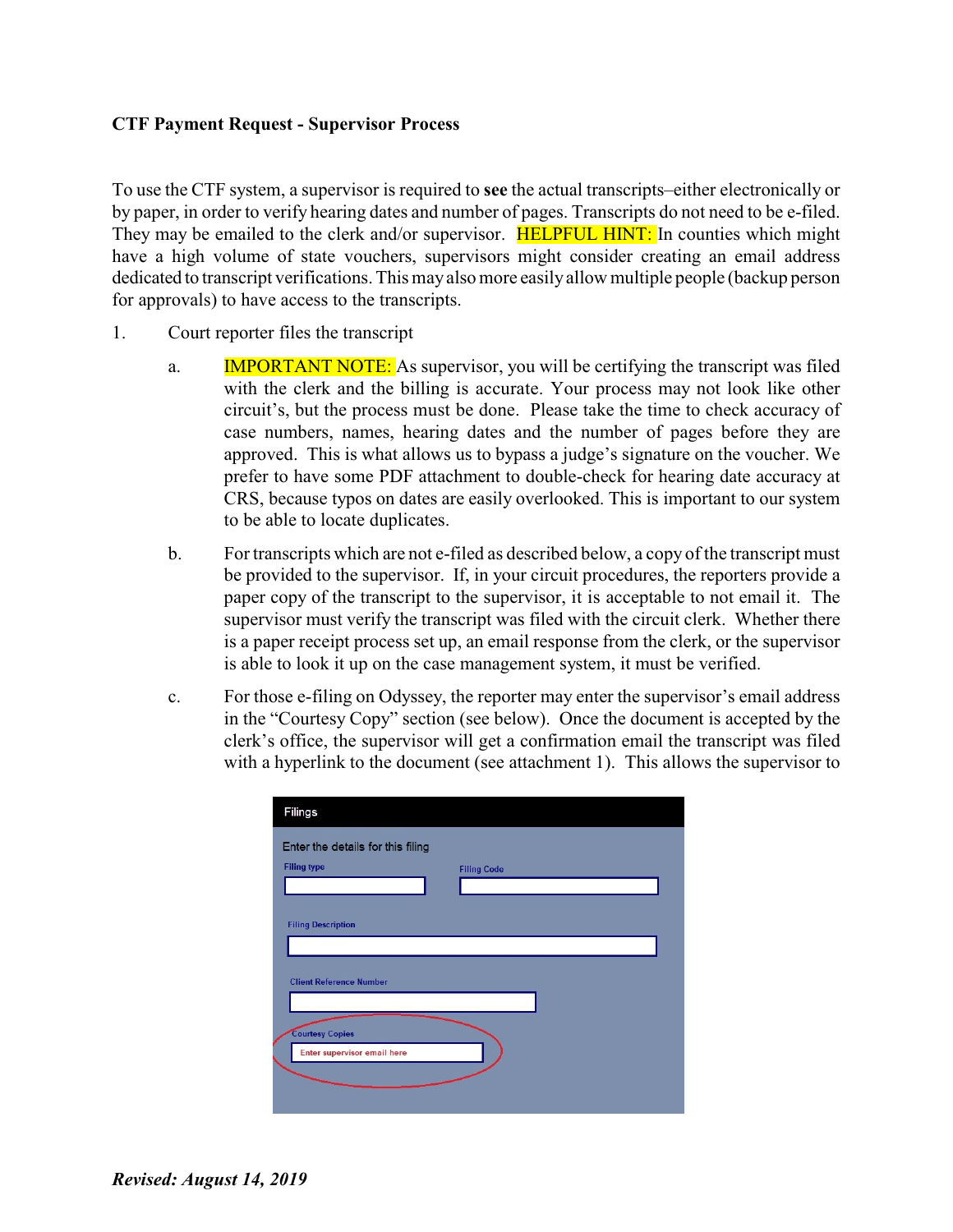**CTF Payment Request - Supervisor Process**

To use the CTF system, a supervisor is required to **see** the actual transcripts–either electronically or by paper, in order to verify hearing dates and number of pages. Transcripts do not need to be e-filed. They may be emailed to the clerk and/or supervisor. HELPFUL HINT: In counties which might have a high volume of state vouchers, supervisors might consider creating an email address dedicated to transcript verifications. This may also more easily allow multiple people (backup person for approvals) to have access to the transcripts.

1. Court reporter files the transcript

   a. IMPORTANT NOTE: As supervisor, you will be certifying the transcript was filed with the clerk and the billing is accurate. Your process may not look like other circuit's, but the process must be done. Please take the time to check accuracy of case numbers, names, hearing dates and the number of pages before they are approved. This is what allows us to bypass a judge's signature on the voucher. We prefer to have some PDF attachment to double-check for hearing date accuracy at CRS, because typos on dates are easily overlooked. This is important to our system to be able to locate duplicates.

   b. For transcripts which are not e-filed as described below, a copy of the transcript must be provided to the supervisor. If, in your circuit procedures, the reporters provide a paper copy of the transcript to the supervisor, it is acceptable to not email it. The supervisor must verify the transcript was filed with the circuit clerk. Whether there is a paper receipt process set up, an email response from the clerk, or the supervisor is able to look it up on the case management system, it must be verified.

   c. For those e-filing on Odyssey, the reporter may enter the supervisor's email address in the "Courtesy Copy" section (see below). Once the document is accepted by the clerk's office, the supervisor will get a confirmation email the transcript was filed with a hyperlink to the document (see attachment 1). This allows the supervisor to

Filings

Enter the details for this filing

Filing type | Filing Code

Filing Description

Client Reference Number

Courtesy Copies

Enter supervisor email here

*Revised: August 14, 2019*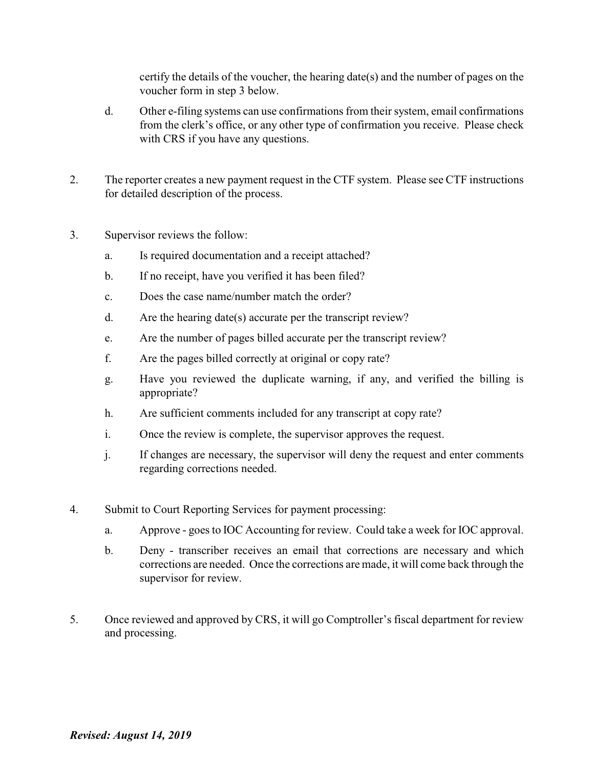certify the details of the voucher, the hearing date(s) and the number of pages on the voucher form in step 3 below.

d. Other e-filing systems can use confirmations from their system, email confirmations from the clerk's office, or any other type of confirmation you receive. Please check with CRS if you have any questions.

2. The reporter creates a new payment request in the CTF system. Please see CTF instructions for detailed description of the process.

3. Supervisor reviews the follow:

   a. Is required documentation and a receipt attached?

   b. If no receipt, have you verified it has been filed?

   c. Does the case name/number match the order?

   d. Are the hearing date(s) accurate per the transcript review?

   e. Are the number of pages billed accurate per the transcript review?

   f. Are the pages billed correctly at original or copy rate?

   g. Have you reviewed the duplicate warning, if any, and verified the billing is appropriate?

   h. Are sufficient comments included for any transcript at copy rate?

   i. Once the review is complete, the supervisor approves the request.

   j. If changes are necessary, the supervisor will deny the request and enter comments regarding corrections needed.

4. Submit to Court Reporting Services for payment processing:

   a. Approve - goes to IOC Accounting for review. Could take a week for IOC approval.

   b. Deny - transcriber receives an email that corrections are necessary and which corrections are needed. Once the corrections are made, it will come back through the supervisor for review.

5. Once reviewed and approved by CRS, it will go Comptroller's fiscal department for review and processing.

***Revised: August 14, 2019***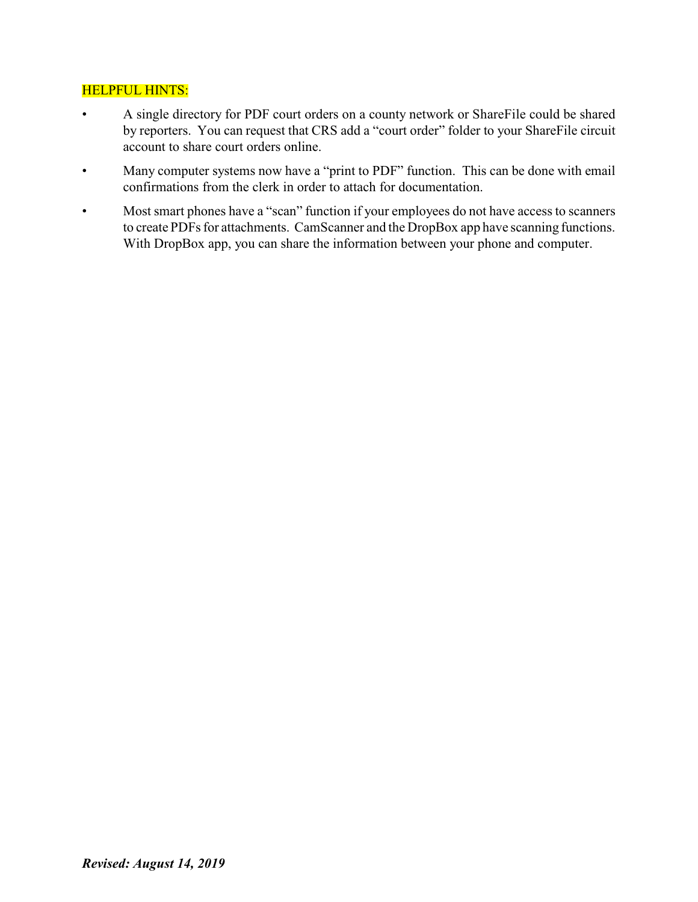HELPFUL HINTS:

- A single directory for PDF court orders on a county network or ShareFile could be shared by reporters. You can request that CRS add a "court order" folder to your ShareFile circuit account to share court orders online.
- Many computer systems now have a "print to PDF" function. This can be done with email confirmations from the clerk in order to attach for documentation.
- Most smart phones have a "scan" function if your employees do not have access to scanners to create PDFs for attachments. CamScanner and the DropBox app have scanning functions. With DropBox app, you can share the information between your phone and computer.

***Revised: August 14, 2019***